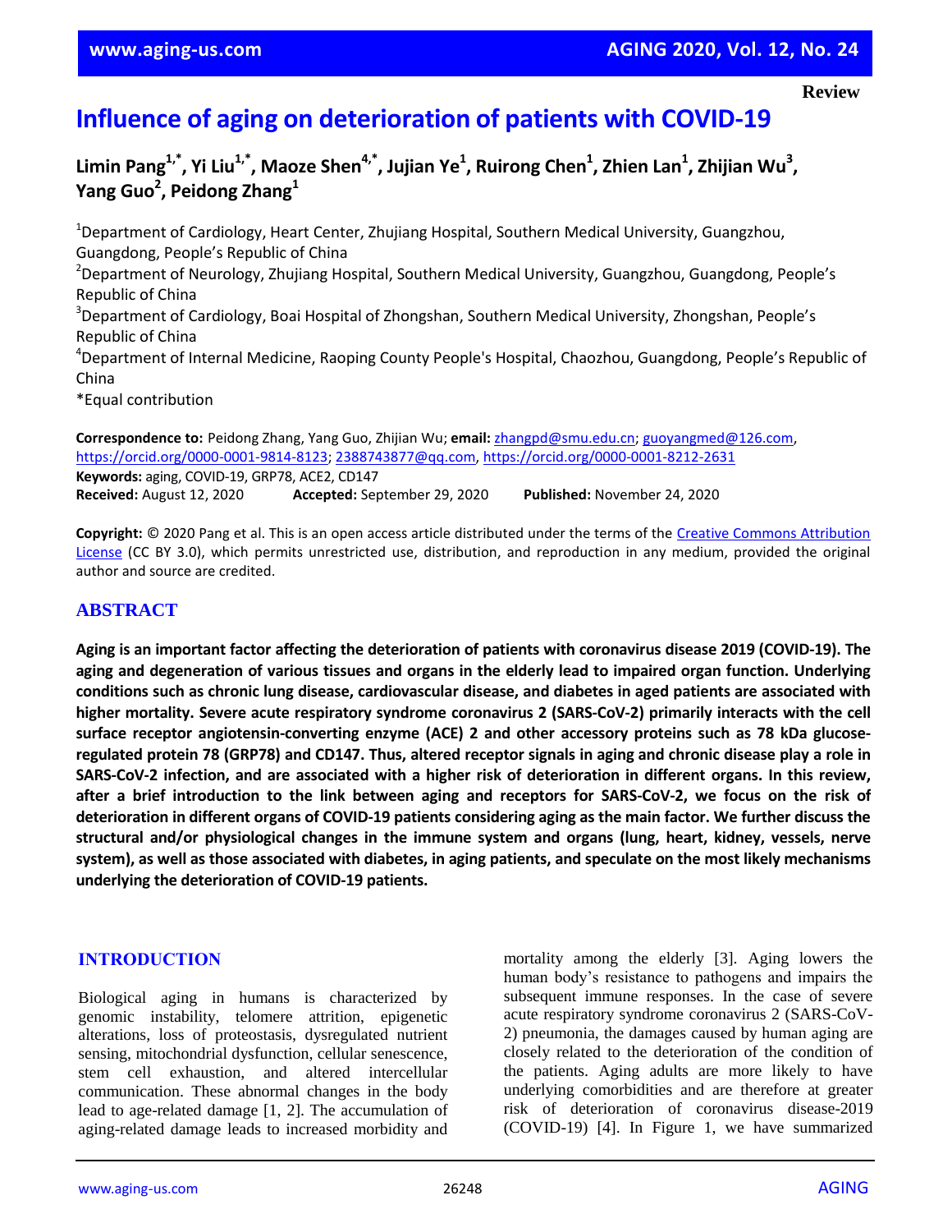Review

# Influence of aging on deterioration of patients with COVID-19

**Limin Pang[1,*], Yi Liu[1,*], Maoze Shen[4,*], Jujian Ye[1], Ruirong Chen[1], Zhien Lan[1], Zhijian Wu[3], Yang Guo[2], Peidong Zhang[1]**

[1]Department of Cardiology, Heart Center, Zhujiang Hospital, Southern Medical University, Guangzhou, Guangdong, People's Republic of China
[2]Department of Neurology, Zhujiang Hospital, Southern Medical University, Guangzhou, Guangdong, People's Republic of China
[3]Department of Cardiology, Boai Hospital of Zhongshan, Southern Medical University, Zhongshan, People's Republic of China
[4]Department of Internal Medicine, Raoping County People's Hospital, Chaozhou, Guangdong, People's Republic of China
*Equal contribution

**Correspondence to:** Peidong Zhang, Yang Guo, Zhijian Wu; **email:** zhangpd@smu.edu.cn; guoyangmed@126.com, https://orcid.org/0000-0001-9814-8123; 2388743877@qq.com, https://orcid.org/0000-0001-8212-2631
**Keywords:** aging, COVID-19, GRP78, ACE2, CD147
**Received:** August 12, 2020 **Accepted:** September 29, 2020 **Published:** November 24, 2020

**Copyright:** © 2020 Pang et al. This is an open access article distributed under the terms of the Creative Commons Attribution License (CC BY 3.0), which permits unrestricted use, distribution, and reproduction in any medium, provided the original author and source are credited.

## ABSTRACT

**Aging is an important factor affecting the deterioration of patients with coronavirus disease 2019 (COVID-19). The aging and degeneration of various tissues and organs in the elderly lead to impaired organ function. Underlying conditions such as chronic lung disease, cardiovascular disease, and diabetes in aged patients are associated with higher mortality. Severe acute respiratory syndrome coronavirus 2 (SARS-CoV-2) primarily interacts with the cell surface receptor angiotensin-converting enzyme (ACE) 2 and other accessory proteins such as 78 kDa glucose-regulated protein 78 (GRP78) and CD147. Thus, altered receptor signals in aging and chronic disease play a role in SARS-CoV-2 infection, and are associated with a higher risk of deterioration in different organs. In this review, after a brief introduction to the link between aging and receptors for SARS-CoV-2, we focus on the risk of deterioration in different organs of COVID-19 patients considering aging as the main factor. We further discuss the structural and/or physiological changes in the immune system and organs (lung, heart, kidney, vessels, nerve system), as well as those associated with diabetes, in aging patients, and speculate on the most likely mechanisms underlying the deterioration of COVID-19 patients.**

## INTRODUCTION

Biological aging in humans is characterized by genomic instability, telomere attrition, epigenetic alterations, loss of proteostasis, dysregulated nutrient sensing, mitochondrial dysfunction, cellular senescence, stem cell exhaustion, and altered intercellular communication. These abnormal changes in the body lead to age-related damage [1, 2]. The accumulation of aging-related damage leads to increased morbidity and mortality among the elderly [3]. Aging lowers the human body's resistance to pathogens and impairs the subsequent immune responses. In the case of severe acute respiratory syndrome coronavirus 2 (SARS-CoV-2) pneumonia, the damages caused by human aging are closely related to the deterioration of the condition of the patients. Aging adults are more likely to have underlying comorbidities and are therefore at greater risk of deterioration of coronavirus disease-2019 (COVID-19) [4]. In Figure 1, we have summarized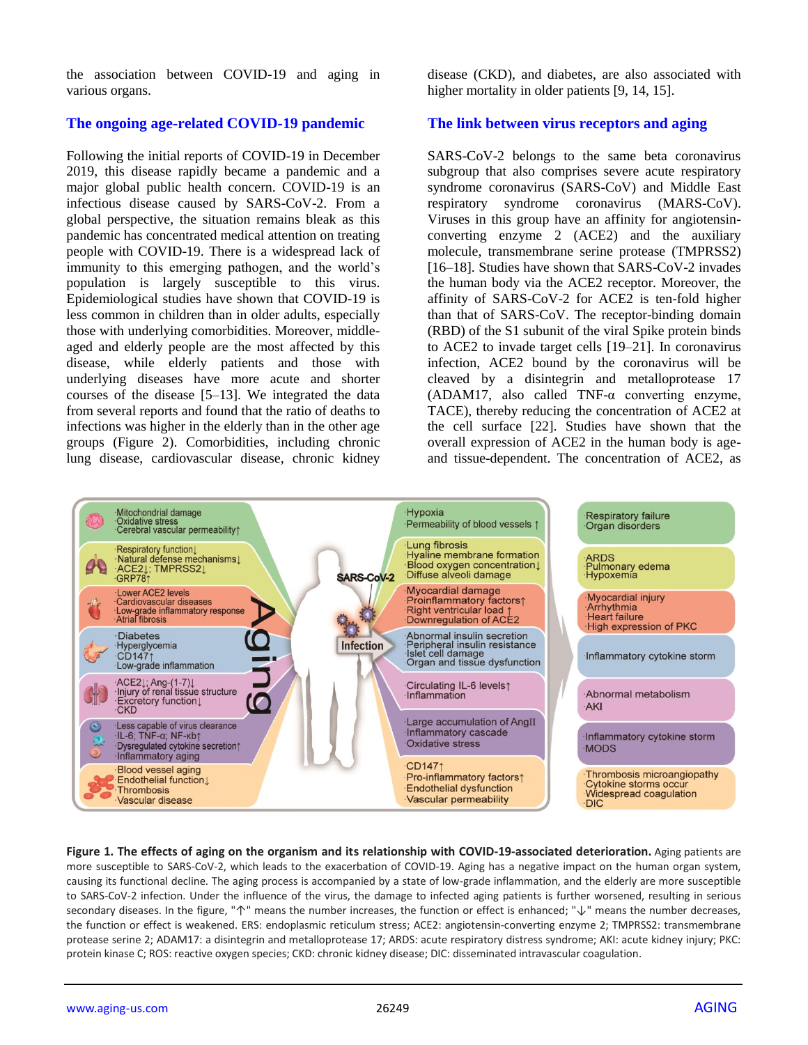the association between COVID-19 and aging in various organs.

## The ongoing age-related COVID-19 pandemic

Following the initial reports of COVID-19 in December 2019, this disease rapidly became a pandemic and a major global public health concern. COVID-19 is an infectious disease caused by SARS-CoV-2. From a global perspective, the situation remains bleak as this pandemic has concentrated medical attention on treating people with COVID-19. There is a widespread lack of immunity to this emerging pathogen, and the world's population is largely susceptible to this virus. Epidemiological studies have shown that COVID-19 is less common in children than in older adults, especially those with underlying comorbidities. Moreover, middle-aged and elderly people are the most affected by this disease, while elderly patients and those with underlying diseases have more acute and shorter courses of the disease [5–13]. We integrated the data from several reports and found that the ratio of deaths to infections was higher in the elderly than in the other age groups (Figure 2). Comorbidities, including chronic lung disease, cardiovascular disease, chronic kidney disease (CKD), and diabetes, are also associated with higher mortality in older patients [9, 14, 15].

## The link between virus receptors and aging

SARS-CoV-2 belongs to the same beta coronavirus subgroup that also comprises severe acute respiratory syndrome coronavirus (SARS-CoV) and Middle East respiratory syndrome coronavirus (MARS-CoV). Viruses in this group have an affinity for angiotensin-converting enzyme 2 (ACE2) and the auxiliary molecule, transmembrane serine protease (TMPRSS2) [16–18]. Studies have shown that SARS-CoV-2 invades the human body via the ACE2 receptor. Moreover, the affinity of SARS-CoV-2 for ACE2 is ten-fold higher than that of SARS-CoV. The receptor-binding domain (RBD) of the S1 subunit of the viral Spike protein binds to ACE2 to invade target cells [19–21]. In coronavirus infection, ACE2 bound by the coronavirus will be cleaved by a disintegrin and metalloprotease 17 (ADAM17, also called TNF-α converting enzyme, TACE), thereby reducing the concentration of ACE2 at the cell surface [22]. Studies have shown that the overall expression of ACE2 in the human body is age- and tissue-dependent. The concentration of ACE2, as

**Figure 1. The effects of aging on the organism and its relationship with COVID-19-associated deterioration.** Aging patients are more susceptible to SARS-CoV-2, which leads to the exacerbation of COVID-19. Aging has a negative impact on the human organ system, causing its functional decline. The aging process is accompanied by a state of low-grade inflammation, and the elderly are more susceptible to SARS-CoV-2 infection. Under the influence of the virus, the damage to infected aging patients is further worsened, resulting in serious secondary diseases. In the figure, "↑" means the number increases, the function or effect is enhanced; "↓" means the number decreases, the function or effect is weakened. ERS: endoplasmic reticulum stress; ACE2: angiotensin-converting enzyme 2; TMPRSS2: transmembrane protease serine 2; ADAM17: a disintegrin and metalloprotease 17; ARDS: acute respiratory distress syndrome; AKI: acute kidney injury; PKC: protein kinase C; ROS: reactive oxygen species; CKD: chronic kidney disease; DIC: disseminated intravascular coagulation.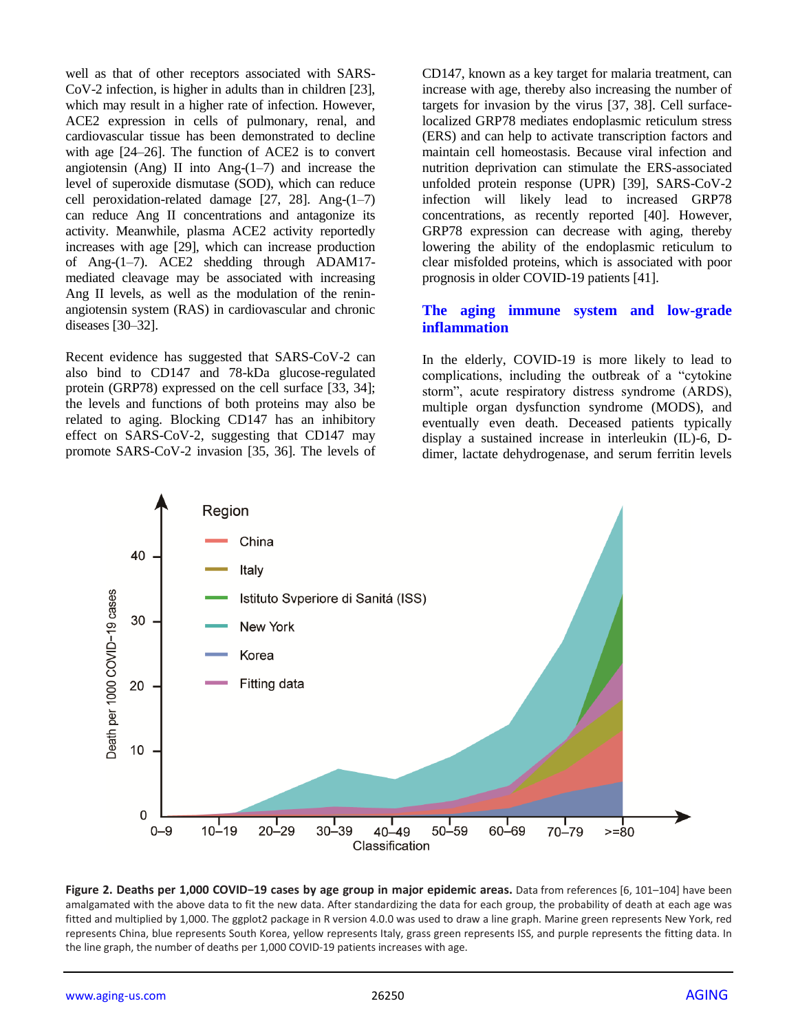well as that of other receptors associated with SARS-CoV-2 infection, is higher in adults than in children [23], which may result in a higher rate of infection. However, ACE2 expression in cells of pulmonary, renal, and cardiovascular tissue has been demonstrated to decline with age [24–26]. The function of ACE2 is to convert angiotensin (Ang) II into Ang-(1–7) and increase the level of superoxide dismutase (SOD), which can reduce cell peroxidation-related damage [27, 28]. Ang-(1–7) can reduce Ang II concentrations and antagonize its activity. Meanwhile, plasma ACE2 activity reportedly increases with age [29], which can increase production of Ang-(1–7). ACE2 shedding through ADAM17-mediated cleavage may be associated with increasing Ang II levels, as well as the modulation of the renin-angiotensin system (RAS) in cardiovascular and chronic diseases [30–32].

Recent evidence has suggested that SARS-CoV-2 can also bind to CD147 and 78-kDa glucose-regulated protein (GRP78) expressed on the cell surface [33, 34]; the levels and functions of both proteins may also be related to aging. Blocking CD147 has an inhibitory effect on SARS-CoV-2, suggesting that CD147 may promote SARS-CoV-2 invasion [35, 36]. The levels of CD147, known as a key target for malaria treatment, can increase with age, thereby also increasing the number of targets for invasion by the virus [37, 38]. Cell surface-localized GRP78 mediates endoplasmic reticulum stress (ERS) and can help to activate transcription factors and maintain cell homeostasis. Because viral infection and nutrition deprivation can stimulate the ERS-associated unfolded protein response (UPR) [39], SARS-CoV-2 infection will likely lead to increased GRP78 concentrations, as recently reported [40]. However, GRP78 expression can decrease with aging, thereby lowering the ability of the endoplasmic reticulum to clear misfolded proteins, which is associated with poor prognosis in older COVID-19 patients [41].

## The aging immune system and low-grade inflammation

In the elderly, COVID-19 is more likely to lead to complications, including the outbreak of a "cytokine storm", acute respiratory distress syndrome (ARDS), multiple organ dysfunction syndrome (MODS), and eventually even death. Deceased patients typically display a sustained increase in interleukin (IL)-6, D-dimer, lactate dehydrogenase, and serum ferritin levels

**Figure 2. Deaths per 1,000 COVID−19 cases by age group in major epidemic areas.** Data from references [6, 101–104] have been amalgamated with the above data to fit the new data. After standardizing the data for each group, the probability of death at each age was fitted and multiplied by 1,000. The ggplot2 package in R version 4.0.0 was used to draw a line graph. Marine green represents New York, red represents China, blue represents South Korea, yellow represents Italy, grass green represents ISS, and purple represents the fitting data. In the line graph, the number of deaths per 1,000 COVID-19 patients increases with age.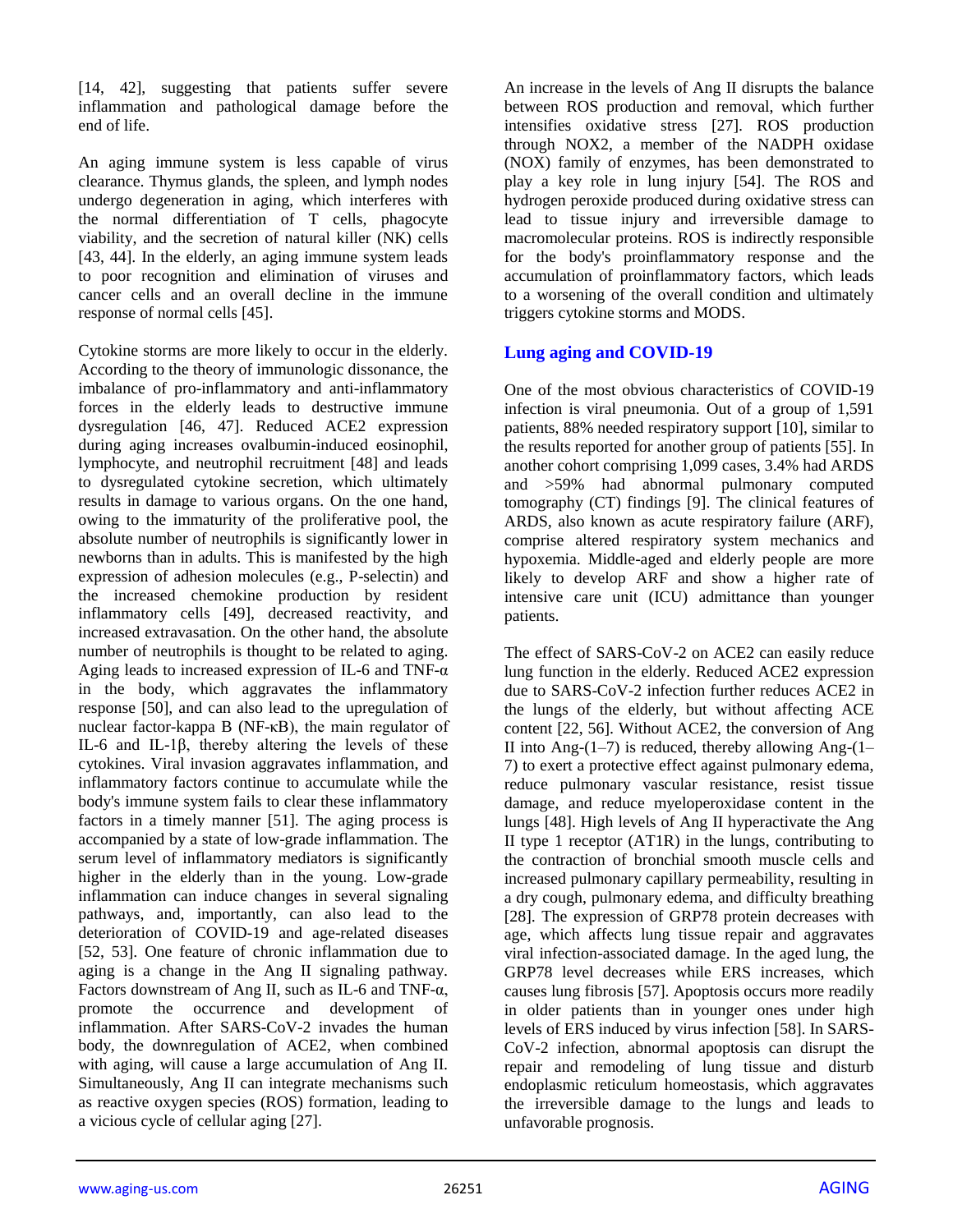[14, 42], suggesting that patients suffer severe inflammation and pathological damage before the end of life.

An aging immune system is less capable of virus clearance. Thymus glands, the spleen, and lymph nodes undergo degeneration in aging, which interferes with the normal differentiation of T cells, phagocyte viability, and the secretion of natural killer (NK) cells [43, 44]. In the elderly, an aging immune system leads to poor recognition and elimination of viruses and cancer cells and an overall decline in the immune response of normal cells [45].

Cytokine storms are more likely to occur in the elderly. According to the theory of immunologic dissonance, the imbalance of pro-inflammatory and anti-inflammatory forces in the elderly leads to destructive immune dysregulation [46, 47]. Reduced ACE2 expression during aging increases ovalbumin-induced eosinophil, lymphocyte, and neutrophil recruitment [48] and leads to dysregulated cytokine secretion, which ultimately results in damage to various organs. On the one hand, owing to the immaturity of the proliferative pool, the absolute number of neutrophils is significantly lower in newborns than in adults. This is manifested by the high expression of adhesion molecules (e.g., P-selectin) and the increased chemokine production by resident inflammatory cells [49], decreased reactivity, and increased extravasation. On the other hand, the absolute number of neutrophils is thought to be related to aging. Aging leads to increased expression of IL-6 and TNF-α in the body, which aggravates the inflammatory response [50], and can also lead to the upregulation of nuclear factor-kappa B (NF-κB), the main regulator of IL-6 and IL-1β, thereby altering the levels of these cytokines. Viral invasion aggravates inflammation, and inflammatory factors continue to accumulate while the body's immune system fails to clear these inflammatory factors in a timely manner [51]. The aging process is accompanied by a state of low-grade inflammation. The serum level of inflammatory mediators is significantly higher in the elderly than in the young. Low-grade inflammation can induce changes in several signaling pathways, and, importantly, can also lead to the deterioration of COVID-19 and age-related diseases [52, 53]. One feature of chronic inflammation due to aging is a change in the Ang II signaling pathway. Factors downstream of Ang II, such as IL-6 and TNF-α, promote the occurrence and development of inflammation. After SARS-CoV-2 invades the human body, the downregulation of ACE2, when combined with aging, will cause a large accumulation of Ang II. Simultaneously, Ang II can integrate mechanisms such as reactive oxygen species (ROS) formation, leading to a vicious cycle of cellular aging [27].

An increase in the levels of Ang II disrupts the balance between ROS production and removal, which further intensifies oxidative stress [27]. ROS production through NOX2, a member of the NADPH oxidase (NOX) family of enzymes, has been demonstrated to play a key role in lung injury [54]. The ROS and hydrogen peroxide produced during oxidative stress can lead to tissue injury and irreversible damage to macromolecular proteins. ROS is indirectly responsible for the body's proinflammatory response and the accumulation of proinflammatory factors, which leads to a worsening of the overall condition and ultimately triggers cytokine storms and MODS.

## Lung aging and COVID-19

One of the most obvious characteristics of COVID-19 infection is viral pneumonia. Out of a group of 1,591 patients, 88% needed respiratory support [10], similar to the results reported for another group of patients [55]. In another cohort comprising 1,099 cases, 3.4% had ARDS and >59% had abnormal pulmonary computed tomography (CT) findings [9]. The clinical features of ARDS, also known as acute respiratory failure (ARF), comprise altered respiratory system mechanics and hypoxemia. Middle-aged and elderly people are more likely to develop ARF and show a higher rate of intensive care unit (ICU) admittance than younger patients.

The effect of SARS-CoV-2 on ACE2 can easily reduce lung function in the elderly. Reduced ACE2 expression due to SARS-CoV-2 infection further reduces ACE2 in the lungs of the elderly, but without affecting ACE content [22, 56]. Without ACE2, the conversion of Ang II into Ang-(1–7) is reduced, thereby allowing Ang-(1–7) to exert a protective effect against pulmonary edema, reduce pulmonary vascular resistance, resist tissue damage, and reduce myeloperoxidase content in the lungs [48]. High levels of Ang II hyperactivate the Ang II type 1 receptor (AT1R) in the lungs, contributing to the contraction of bronchial smooth muscle cells and increased pulmonary capillary permeability, resulting in a dry cough, pulmonary edema, and difficulty breathing [28]. The expression of GRP78 protein decreases with age, which affects lung tissue repair and aggravates viral infection-associated damage. In the aged lung, the GRP78 level decreases while ERS increases, which causes lung fibrosis [57]. Apoptosis occurs more readily in older patients than in younger ones under high levels of ERS induced by virus infection [58]. In SARS-CoV-2 infection, abnormal apoptosis can disrupt the repair and remodeling of lung tissue and disturb endoplasmic reticulum homeostasis, which aggravates the irreversible damage to the lungs and leads to unfavorable prognosis.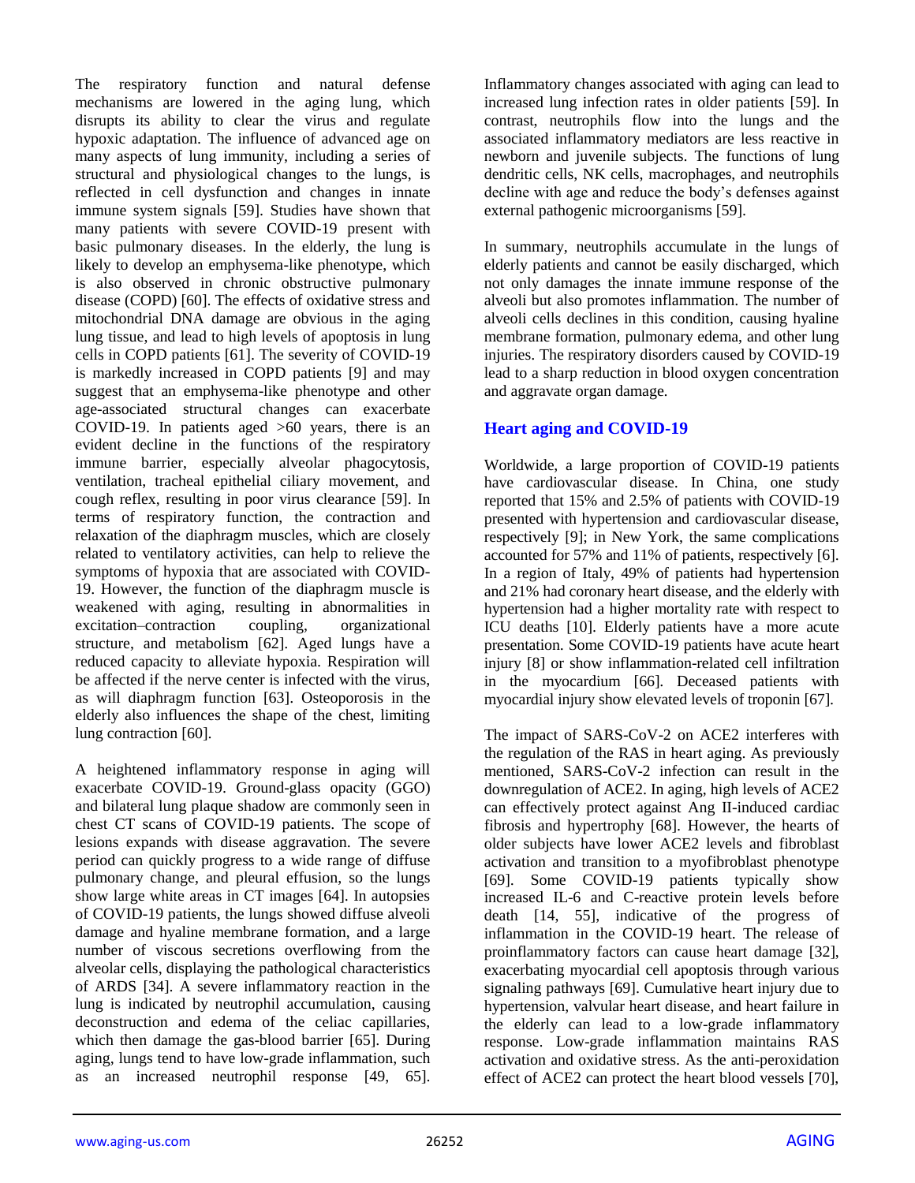The respiratory function and natural defense mechanisms are lowered in the aging lung, which disrupts its ability to clear the virus and regulate hypoxic adaptation. The influence of advanced age on many aspects of lung immunity, including a series of structural and physiological changes to the lungs, is reflected in cell dysfunction and changes in innate immune system signals [59]. Studies have shown that many patients with severe COVID-19 present with basic pulmonary diseases. In the elderly, the lung is likely to develop an emphysema-like phenotype, which is also observed in chronic obstructive pulmonary disease (COPD) [60]. The effects of oxidative stress and mitochondrial DNA damage are obvious in the aging lung tissue, and lead to high levels of apoptosis in lung cells in COPD patients [61]. The severity of COVID-19 is markedly increased in COPD patients [9] and may suggest that an emphysema-like phenotype and other age-associated structural changes can exacerbate COVID-19. In patients aged >60 years, there is an evident decline in the functions of the respiratory immune barrier, especially alveolar phagocytosis, ventilation, tracheal epithelial ciliary movement, and cough reflex, resulting in poor virus clearance [59]. In terms of respiratory function, the contraction and relaxation of the diaphragm muscles, which are closely related to ventilatory activities, can help to relieve the symptoms of hypoxia that are associated with COVID-19. However, the function of the diaphragm muscle is weakened with aging, resulting in abnormalities in excitation–contraction coupling, organizational structure, and metabolism [62]. Aged lungs have a reduced capacity to alleviate hypoxia. Respiration will be affected if the nerve center is infected with the virus, as will diaphragm function [63]. Osteoporosis in the elderly also influences the shape of the chest, limiting lung contraction [60].

A heightened inflammatory response in aging will exacerbate COVID-19. Ground-glass opacity (GGO) and bilateral lung plaque shadow are commonly seen in chest CT scans of COVID-19 patients. The scope of lesions expands with disease aggravation. The severe period can quickly progress to a wide range of diffuse pulmonary change, and pleural effusion, so the lungs show large white areas in CT images [64]. In autopsies of COVID-19 patients, the lungs showed diffuse alveoli damage and hyaline membrane formation, and a large number of viscous secretions overflowing from the alveolar cells, displaying the pathological characteristics of ARDS [34]. A severe inflammatory reaction in the lung is indicated by neutrophil accumulation, causing deconstruction and edema of the celiac capillaries, which then damage the gas-blood barrier [65]. During aging, lungs tend to have low-grade inflammation, such as an increased neutrophil response [49, 65]. Inflammatory changes associated with aging can lead to increased lung infection rates in older patients [59]. In contrast, neutrophils flow into the lungs and the associated inflammatory mediators are less reactive in newborn and juvenile subjects. The functions of lung dendritic cells, NK cells, macrophages, and neutrophils decline with age and reduce the body's defenses against external pathogenic microorganisms [59].

In summary, neutrophils accumulate in the lungs of elderly patients and cannot be easily discharged, which not only damages the innate immune response of the alveoli but also promotes inflammation. The number of alveoli cells declines in this condition, causing hyaline membrane formation, pulmonary edema, and other lung injuries. The respiratory disorders caused by COVID-19 lead to a sharp reduction in blood oxygen concentration and aggravate organ damage.

## Heart aging and COVID-19

Worldwide, a large proportion of COVID-19 patients have cardiovascular disease. In China, one study reported that 15% and 2.5% of patients with COVID-19 presented with hypertension and cardiovascular disease, respectively [9]; in New York, the same complications accounted for 57% and 11% of patients, respectively [6]. In a region of Italy, 49% of patients had hypertension and 21% had coronary heart disease, and the elderly with hypertension had a higher mortality rate with respect to ICU deaths [10]. Elderly patients have a more acute presentation. Some COVID-19 patients have acute heart injury [8] or show inflammation-related cell infiltration in the myocardium [66]. Deceased patients with myocardial injury show elevated levels of troponin [67].

The impact of SARS-CoV-2 on ACE2 interferes with the regulation of the RAS in heart aging. As previously mentioned, SARS-CoV-2 infection can result in the downregulation of ACE2. In aging, high levels of ACE2 can effectively protect against Ang II-induced cardiac fibrosis and hypertrophy [68]. However, the hearts of older subjects have lower ACE2 levels and fibroblast activation and transition to a myofibroblast phenotype [69]. Some COVID-19 patients typically show increased IL-6 and C-reactive protein levels before death [14, 55], indicative of the progress of inflammation in the COVID-19 heart. The release of proinflammatory factors can cause heart damage [32], exacerbating myocardial cell apoptosis through various signaling pathways [69]. Cumulative heart injury due to hypertension, valvular heart disease, and heart failure in the elderly can lead to a low-grade inflammatory response. Low-grade inflammation maintains RAS activation and oxidative stress. As the anti-peroxidation effect of ACE2 can protect the heart blood vessels [70],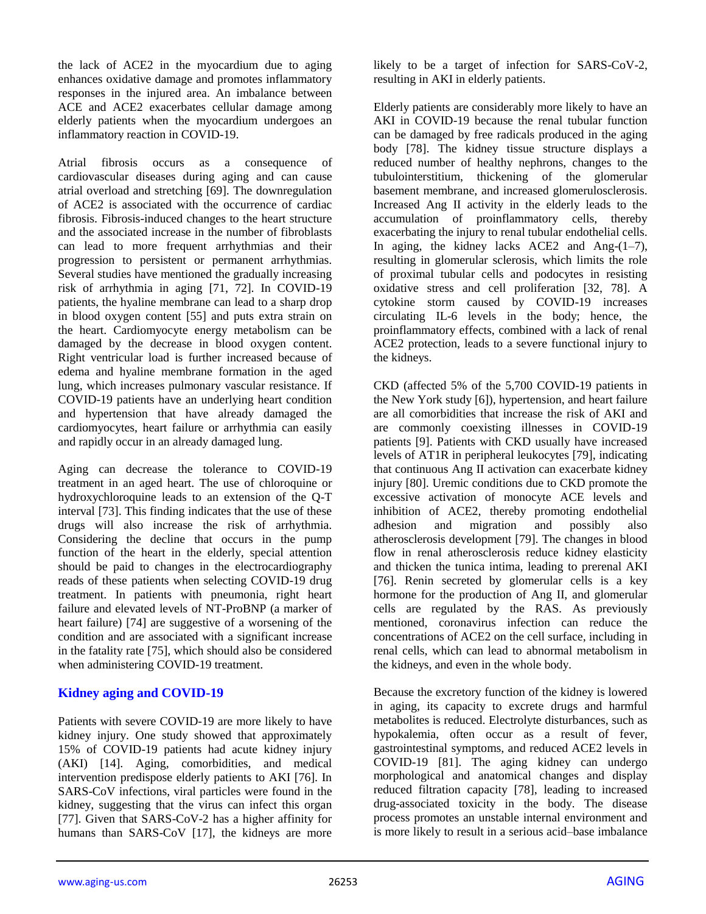the lack of ACE2 in the myocardium due to aging enhances oxidative damage and promotes inflammatory responses in the injured area. An imbalance between ACE and ACE2 exacerbates cellular damage among elderly patients when the myocardium undergoes an inflammatory reaction in COVID-19.

Atrial fibrosis occurs as a consequence of cardiovascular diseases during aging and can cause atrial overload and stretching [69]. The downregulation of ACE2 is associated with the occurrence of cardiac fibrosis. Fibrosis-induced changes to the heart structure and the associated increase in the number of fibroblasts can lead to more frequent arrhythmias and their progression to persistent or permanent arrhythmias. Several studies have mentioned the gradually increasing risk of arrhythmia in aging [71, 72]. In COVID-19 patients, the hyaline membrane can lead to a sharp drop in blood oxygen content [55] and puts extra strain on the heart. Cardiomyocyte energy metabolism can be damaged by the decrease in blood oxygen content. Right ventricular load is further increased because of edema and hyaline membrane formation in the aged lung, which increases pulmonary vascular resistance. If COVID-19 patients have an underlying heart condition and hypertension that have already damaged the cardiomyocytes, heart failure or arrhythmia can easily and rapidly occur in an already damaged lung.

Aging can decrease the tolerance to COVID-19 treatment in an aged heart. The use of chloroquine or hydroxychloroquine leads to an extension of the Q-T interval [73]. This finding indicates that the use of these drugs will also increase the risk of arrhythmia. Considering the decline that occurs in the pump function of the heart in the elderly, special attention should be paid to changes in the electrocardiography reads of these patients when selecting COVID-19 drug treatment. In patients with pneumonia, right heart failure and elevated levels of NT-ProBNP (a marker of heart failure) [74] are suggestive of a worsening of the condition and are associated with a significant increase in the fatality rate [75], which should also be considered when administering COVID-19 treatment.

## Kidney aging and COVID-19

Patients with severe COVID-19 are more likely to have kidney injury. One study showed that approximately 15% of COVID-19 patients had acute kidney injury (AKI) [14]. Aging, comorbidities, and medical intervention predispose elderly patients to AKI [76]. In SARS-CoV infections, viral particles were found in the kidney, suggesting that the virus can infect this organ [77]. Given that SARS-CoV-2 has a higher affinity for humans than SARS-CoV [17], the kidneys are more likely to be a target of infection for SARS-CoV-2, resulting in AKI in elderly patients.

Elderly patients are considerably more likely to have an AKI in COVID-19 because the renal tubular function can be damaged by free radicals produced in the aging body [78]. The kidney tissue structure displays a reduced number of healthy nephrons, changes to the tubulointerstitium, thickening of the glomerular basement membrane, and increased glomerulosclerosis. Increased Ang II activity in the elderly leads to the accumulation of proinflammatory cells, thereby exacerbating the injury to renal tubular endothelial cells. In aging, the kidney lacks ACE2 and Ang-(1–7), resulting in glomerular sclerosis, which limits the role of proximal tubular cells and podocytes in resisting oxidative stress and cell proliferation [32, 78]. A cytokine storm caused by COVID-19 increases circulating IL-6 levels in the body; hence, the proinflammatory effects, combined with a lack of renal ACE2 protection, leads to a severe functional injury to the kidneys.

CKD (affected 5% of the 5,700 COVID-19 patients in the New York study [6]), hypertension, and heart failure are all comorbidities that increase the risk of AKI and are commonly coexisting illnesses in COVID-19 patients [9]. Patients with CKD usually have increased levels of AT1R in peripheral leukocytes [79], indicating that continuous Ang II activation can exacerbate kidney injury [80]. Uremic conditions due to CKD promote the excessive activation of monocyte ACE levels and inhibition of ACE2, thereby promoting endothelial adhesion and migration and possibly also atherosclerosis development [79]. The changes in blood flow in renal atherosclerosis reduce kidney elasticity and thicken the tunica intima, leading to prerenal AKI [76]. Renin secreted by glomerular cells is a key hormone for the production of Ang II, and glomerular cells are regulated by the RAS. As previously mentioned, coronavirus infection can reduce the concentrations of ACE2 on the cell surface, including in renal cells, which can lead to abnormal metabolism in the kidneys, and even in the whole body.

Because the excretory function of the kidney is lowered in aging, its capacity to excrete drugs and harmful metabolites is reduced. Electrolyte disturbances, such as hypokalemia, often occur as a result of fever, gastrointestinal symptoms, and reduced ACE2 levels in COVID-19 [81]. The aging kidney can undergo morphological and anatomical changes and display reduced filtration capacity [78], leading to increased drug-associated toxicity in the body. The disease process promotes an unstable internal environment and is more likely to result in a serious acid–base imbalance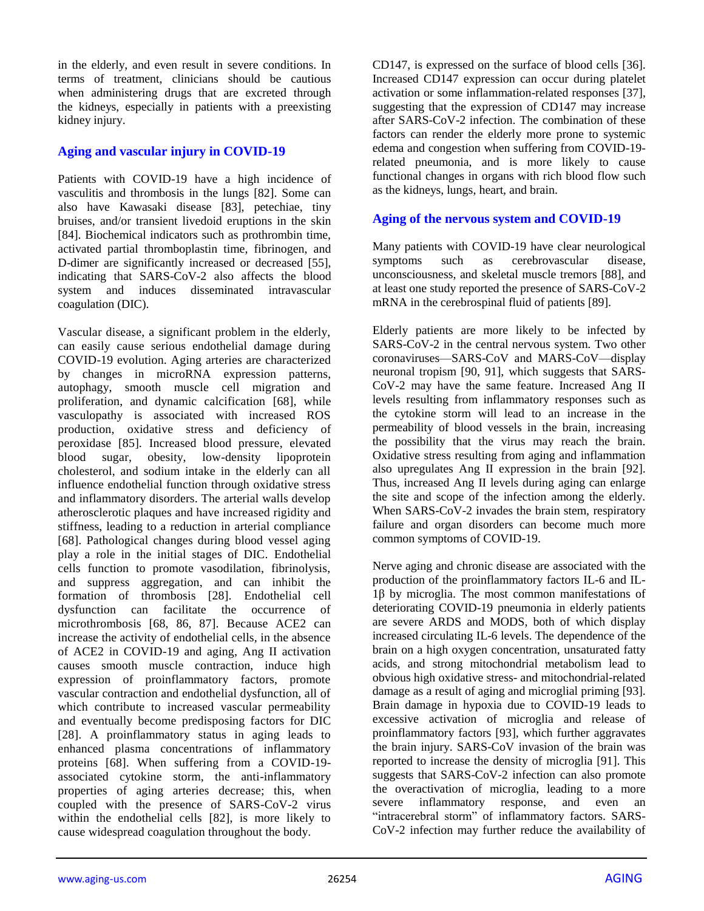in the elderly, and even result in severe conditions. In terms of treatment, clinicians should be cautious when administering drugs that are excreted through the kidneys, especially in patients with a preexisting kidney injury.

## Aging and vascular injury in COVID-19

Patients with COVID-19 have a high incidence of vasculitis and thrombosis in the lungs [82]. Some can also have Kawasaki disease [83], petechiae, tiny bruises, and/or transient livedoid eruptions in the skin [84]. Biochemical indicators such as prothrombin time, activated partial thromboplastin time, fibrinogen, and D-dimer are significantly increased or decreased [55], indicating that SARS-CoV-2 also affects the blood system and induces disseminated intravascular coagulation (DIC).

Vascular disease, a significant problem in the elderly, can easily cause serious endothelial damage during COVID-19 evolution. Aging arteries are characterized by changes in microRNA expression patterns, autophagy, smooth muscle cell migration and proliferation, and dynamic calcification [68], while vasculopathy is associated with increased ROS production, oxidative stress and deficiency of peroxidase [85]. Increased blood pressure, elevated blood sugar, obesity, low-density lipoprotein cholesterol, and sodium intake in the elderly can all influence endothelial function through oxidative stress and inflammatory disorders. The arterial walls develop atherosclerotic plaques and have increased rigidity and stiffness, leading to a reduction in arterial compliance [68]. Pathological changes during blood vessel aging play a role in the initial stages of DIC. Endothelial cells function to promote vasodilation, fibrinolysis, and suppress aggregation, and can inhibit the formation of thrombosis [28]. Endothelial cell dysfunction can facilitate the occurrence of microthrombosis [68, 86, 87]. Because ACE2 can increase the activity of endothelial cells, in the absence of ACE2 in COVID-19 and aging, Ang II activation causes smooth muscle contraction, induce high expression of proinflammatory factors, promote vascular contraction and endothelial dysfunction, all of which contribute to increased vascular permeability and eventually become predisposing factors for DIC [28]. A proinflammatory status in aging leads to enhanced plasma concentrations of inflammatory proteins [68]. When suffering from a COVID-19-associated cytokine storm, the anti-inflammatory properties of aging arteries decrease; this, when coupled with the presence of SARS-CoV-2 virus within the endothelial cells [82], is more likely to cause widespread coagulation throughout the body.

CD147, is expressed on the surface of blood cells [36]. Increased CD147 expression can occur during platelet activation or some inflammation-related responses [37], suggesting that the expression of CD147 may increase after SARS-CoV-2 infection. The combination of these factors can render the elderly more prone to systemic edema and congestion when suffering from COVID-19-related pneumonia, and is more likely to cause functional changes in organs with rich blood flow such as the kidneys, lungs, heart, and brain.

## Aging of the nervous system and COVID-19

Many patients with COVID-19 have clear neurological symptoms such as cerebrovascular disease, unconsciousness, and skeletal muscle tremors [88], and at least one study reported the presence of SARS-CoV-2 mRNA in the cerebrospinal fluid of patients [89].

Elderly patients are more likely to be infected by SARS-CoV-2 in the central nervous system. Two other coronaviruses—SARS-CoV and MARS-CoV—display neuronal tropism [90, 91], which suggests that SARS-CoV-2 may have the same feature. Increased Ang II levels resulting from inflammatory responses such as the cytokine storm will lead to an increase in the permeability of blood vessels in the brain, increasing the possibility that the virus may reach the brain. Oxidative stress resulting from aging and inflammation also upregulates Ang II expression in the brain [92]. Thus, increased Ang II levels during aging can enlarge the site and scope of the infection among the elderly. When SARS-CoV-2 invades the brain stem, respiratory failure and organ disorders can become much more common symptoms of COVID-19.

Nerve aging and chronic disease are associated with the production of the proinflammatory factors IL-6 and IL-1β by microglia. The most common manifestations of deteriorating COVID-19 pneumonia in elderly patients are severe ARDS and MODS, both of which display increased circulating IL-6 levels. The dependence of the brain on a high oxygen concentration, unsaturated fatty acids, and strong mitochondrial metabolism lead to obvious high oxidative stress- and mitochondrial-related damage as a result of aging and microglial priming [93]. Brain damage in hypoxia due to COVID-19 leads to excessive activation of microglia and release of proinflammatory factors [93], which further aggravates the brain injury. SARS-CoV invasion of the brain was reported to increase the density of microglia [91]. This suggests that SARS-CoV-2 infection can also promote the overactivation of microglia, leading to a more severe inflammatory response, and even an "intracerebral storm" of inflammatory factors. SARS-CoV-2 infection may further reduce the availability of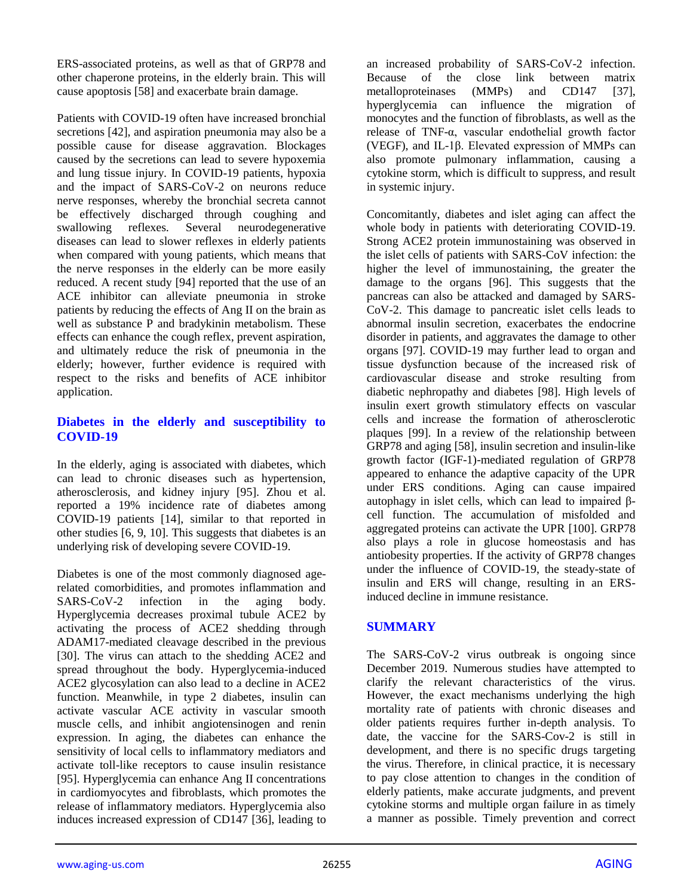ERS-associated proteins, as well as that of GRP78 and other chaperone proteins, in the elderly brain. This will cause apoptosis [58] and exacerbate brain damage.

Patients with COVID-19 often have increased bronchial secretions [42], and aspiration pneumonia may also be a possible cause for disease aggravation. Blockages caused by the secretions can lead to severe hypoxemia and lung tissue injury. In COVID-19 patients, hypoxia and the impact of SARS-CoV-2 on neurons reduce nerve responses, whereby the bronchial secreta cannot be effectively discharged through coughing and swallowing reflexes. Several neurodegenerative diseases can lead to slower reflexes in elderly patients when compared with young patients, which means that the nerve responses in the elderly can be more easily reduced. A recent study [94] reported that the use of an ACE inhibitor can alleviate pneumonia in stroke patients by reducing the effects of Ang II on the brain as well as substance P and bradykinin metabolism. These effects can enhance the cough reflex, prevent aspiration, and ultimately reduce the risk of pneumonia in the elderly; however, further evidence is required with respect to the risks and benefits of ACE inhibitor application.

## Diabetes in the elderly and susceptibility to COVID-19

In the elderly, aging is associated with diabetes, which can lead to chronic diseases such as hypertension, atherosclerosis, and kidney injury [95]. Zhou et al. reported a 19% incidence rate of diabetes among COVID-19 patients [14], similar to that reported in other studies [6, 9, 10]. This suggests that diabetes is an underlying risk of developing severe COVID-19.

Diabetes is one of the most commonly diagnosed age-related comorbidities, and promotes inflammation and SARS-CoV-2 infection in the aging body. Hyperglycemia decreases proximal tubule ACE2 by activating the process of ACE2 shedding through ADAM17-mediated cleavage described in the previous [30]. The virus can attach to the shedding ACE2 and spread throughout the body. Hyperglycemia-induced ACE2 glycosylation can also lead to a decline in ACE2 function. Meanwhile, in type 2 diabetes, insulin can activate vascular ACE activity in vascular smooth muscle cells, and inhibit angiotensinogen and renin expression. In aging, the diabetes can enhance the sensitivity of local cells to inflammatory mediators and activate toll-like receptors to cause insulin resistance [95]. Hyperglycemia can enhance Ang II concentrations in cardiomyocytes and fibroblasts, which promotes the release of inflammatory mediators. Hyperglycemia also induces increased expression of CD147 [36], leading to an increased probability of SARS-CoV-2 infection. Because of the close link between matrix metalloproteinases (MMPs) and CD147 [37], hyperglycemia can influence the migration of monocytes and the function of fibroblasts, as well as the release of TNF-α, vascular endothelial growth factor (VEGF), and IL-1β. Elevated expression of MMPs can also promote pulmonary inflammation, causing a cytokine storm, which is difficult to suppress, and result in systemic injury.

Concomitantly, diabetes and islet aging can affect the whole body in patients with deteriorating COVID-19. Strong ACE2 protein immunostaining was observed in the islet cells of patients with SARS-CoV infection: the higher the level of immunostaining, the greater the damage to the organs [96]. This suggests that the pancreas can also be attacked and damaged by SARS-CoV-2. This damage to pancreatic islet cells leads to abnormal insulin secretion, exacerbates the endocrine disorder in patients, and aggravates the damage to other organs [97]. COVID-19 may further lead to organ and tissue dysfunction because of the increased risk of cardiovascular disease and stroke resulting from diabetic nephropathy and diabetes [98]. High levels of insulin exert growth stimulatory effects on vascular cells and increase the formation of atherosclerotic plaques [99]. In a review of the relationship between GRP78 and aging [58], insulin secretion and insulin-like growth factor (IGF-1)-mediated regulation of GRP78 appeared to enhance the adaptive capacity of the UPR under ERS conditions. Aging can cause impaired autophagy in islet cells, which can lead to impaired β-cell function. The accumulation of misfolded and aggregated proteins can activate the UPR [100]. GRP78 also plays a role in glucose homeostasis and has antiobesity properties. If the activity of GRP78 changes under the influence of COVID-19, the steady-state of insulin and ERS will change, resulting in an ERS-induced decline in immune resistance.

## SUMMARY

The SARS-CoV-2 virus outbreak is ongoing since December 2019. Numerous studies have attempted to clarify the relevant characteristics of the virus. However, the exact mechanisms underlying the high mortality rate of patients with chronic diseases and older patients requires further in-depth analysis. To date, the vaccine for the SARS-Cov-2 is still in development, and there is no specific drugs targeting the virus. Therefore, in clinical practice, it is necessary to pay close attention to changes in the condition of elderly patients, make accurate judgments, and prevent cytokine storms and multiple organ failure in as timely a manner as possible. Timely prevention and correct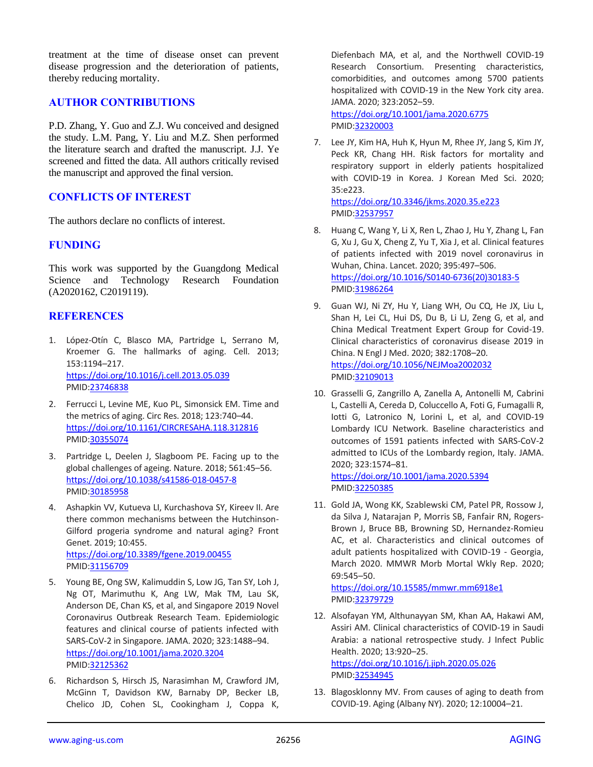treatment at the time of disease onset can prevent disease progression and the deterioration of patients, thereby reducing mortality.

## AUTHOR CONTRIBUTIONS

P.D. Zhang, Y. Guo and Z.J. Wu conceived and designed the study. L.M. Pang, Y. Liu and M.Z. Shen performed the literature search and drafted the manuscript. J.J. Ye screened and fitted the data. All authors critically revised the manuscript and approved the final version.

## CONFLICTS OF INTEREST

The authors declare no conflicts of interest.

## FUNDING

This work was supported by the Guangdong Medical Science and Technology Research Foundation (A2020162, C2019119).

## REFERENCES

1. López-Otín C, Blasco MA, Partridge L, Serrano M, Kroemer G. The hallmarks of aging. Cell. 2013; 153:1194–217. https://doi.org/10.1016/j.cell.2013.05.039 PMID:23746838

2. Ferrucci L, Levine ME, Kuo PL, Simonsick EM. Time and the metrics of aging. Circ Res. 2018; 123:740–44. https://doi.org/10.1161/CIRCRESAHA.118.312816 PMID:30355074

3. Partridge L, Deelen J, Slagboom PE. Facing up to the global challenges of ageing. Nature. 2018; 561:45–56. https://doi.org/10.1038/s41586-018-0457-8 PMID:30185958

4. Ashapkin VV, Kutueva LI, Kurchashova SY, Kireev II. Are there common mechanisms between the Hutchinson-Gilford progeria syndrome and natural aging? Front Genet. 2019; 10:455. https://doi.org/10.3389/fgene.2019.00455 PMID:31156709

5. Young BE, Ong SW, Kalimuddin S, Low JG, Tan SY, Loh J, Ng OT, Marimuthu K, Ang LW, Mak TM, Lau SK, Anderson DE, Chan KS, et al, and Singapore 2019 Novel Coronavirus Outbreak Research Team. Epidemiologic features and clinical course of patients infected with SARS-CoV-2 in Singapore. JAMA. 2020; 323:1488–94. https://doi.org/10.1001/jama.2020.3204 PMID:32125362

6. Richardson S, Hirsch JS, Narasimhan M, Crawford JM, McGinn T, Davidson KW, Barnaby DP, Becker LB, Chelico JD, Cohen SL, Cookingham J, Coppa K, Diefenbach MA, et al, and the Northwell COVID-19 Research Consortium. Presenting characteristics, comorbidities, and outcomes among 5700 patients hospitalized with COVID-19 in the New York city area. JAMA. 2020; 323:2052–59. https://doi.org/10.1001/jama.2020.6775 PMID:32320003

7. Lee JY, Kim HA, Huh K, Hyun M, Rhee JY, Jang S, Kim JY, Peck KR, Chang HH. Risk factors for mortality and respiratory support in elderly patients hospitalized with COVID-19 in Korea. J Korean Med Sci. 2020; 35:e223. https://doi.org/10.3346/jkms.2020.35.e223 PMID:32537957

8. Huang C, Wang Y, Li X, Ren L, Zhao J, Hu Y, Zhang L, Fan G, Xu J, Gu X, Cheng Z, Yu T, Xia J, et al. Clinical features of patients infected with 2019 novel coronavirus in Wuhan, China. Lancet. 2020; 395:497–506. https://doi.org/10.1016/S0140-6736(20)30183-5 PMID:31986264

9. Guan WJ, Ni ZY, Hu Y, Liang WH, Ou CQ, He JX, Liu L, Shan H, Lei CL, Hui DS, Du B, Li LJ, Zeng G, et al, and China Medical Treatment Expert Group for Covid-19. Clinical characteristics of coronavirus disease 2019 in China. N Engl J Med. 2020; 382:1708–20. https://doi.org/10.1056/NEJMoa2002032 PMID:32109013

10. Grasselli G, Zangrillo A, Zanella A, Antonelli M, Cabrini L, Castelli A, Cereda D, Coluccello A, Foti G, Fumagalli R, Iotti G, Latronico N, Lorini L, et al, and COVID-19 Lombardy ICU Network. Baseline characteristics and outcomes of 1591 patients infected with SARS-CoV-2 admitted to ICUs of the Lombardy region, Italy. JAMA. 2020; 323:1574–81. https://doi.org/10.1001/jama.2020.5394 PMID:32250385

11. Gold JA, Wong KK, Szablewski CM, Patel PR, Rossow J, da Silva J, Natarajan P, Morris SB, Fanfair RN, Rogers-Brown J, Bruce BB, Browning SD, Hernandez-Romieu AC, et al. Characteristics and clinical outcomes of adult patients hospitalized with COVID-19 - Georgia, March 2020. MMWR Morb Mortal Wkly Rep. 2020; 69:545–50. https://doi.org/10.15585/mmwr.mm6918e1 PMID:32379729

12. Alsofayan YM, Althunayyan SM, Khan AA, Hakawi AM, Assiri AM. Clinical characteristics of COVID-19 in Saudi Arabia: a national retrospective study. J Infect Public Health. 2020; 13:920–25. https://doi.org/10.1016/j.jiph.2020.05.026 PMID:32534945

13. Blagosklonny MV. From causes of aging to death from COVID-19. Aging (Albany NY). 2020; 12:10004–21.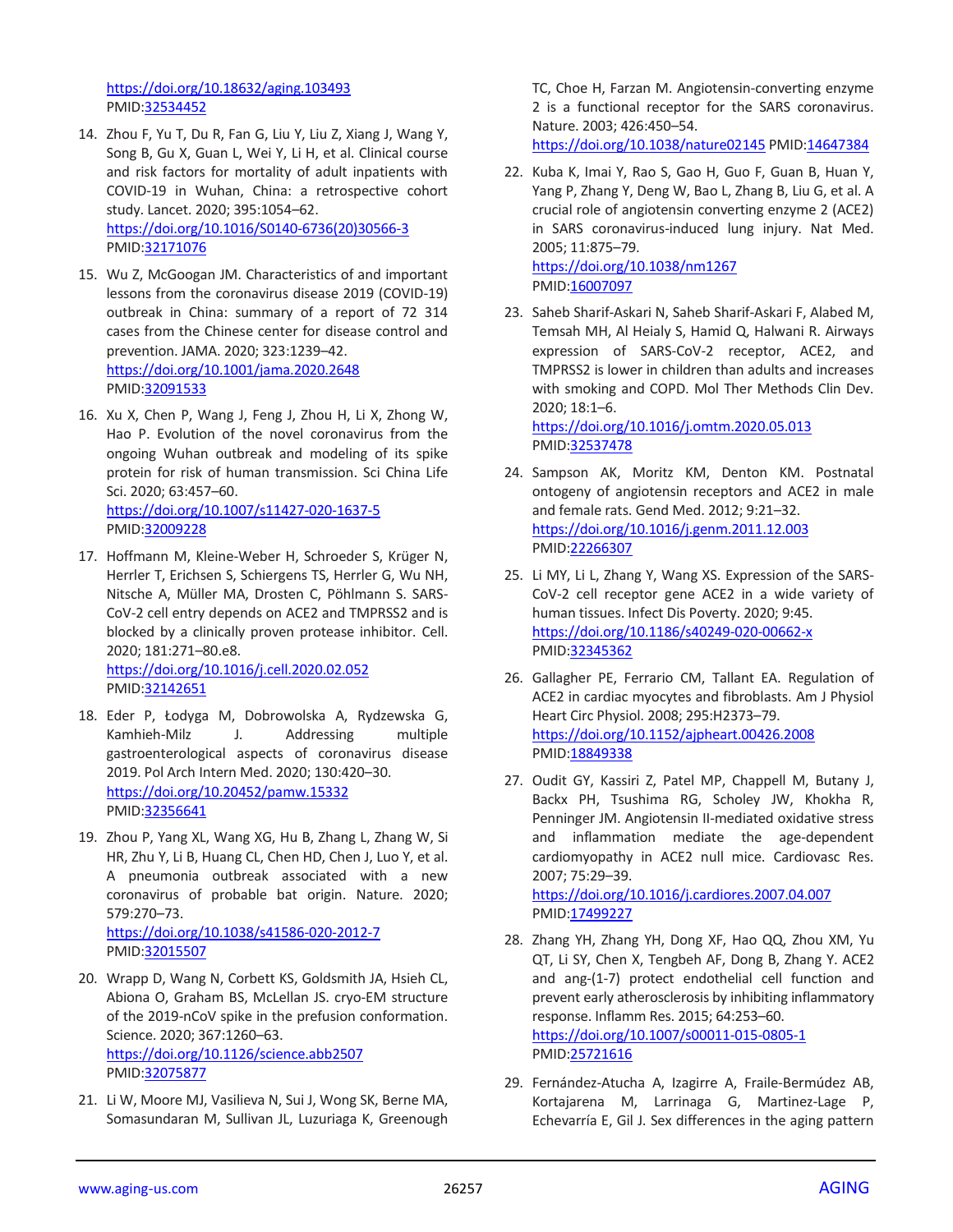https://doi.org/10.18632/aging.103493
PMID:32534452

14. Zhou F, Yu T, Du R, Fan G, Liu Y, Liu Z, Xiang J, Wang Y, Song B, Gu X, Guan L, Wei Y, Li H, et al. Clinical course and risk factors for mortality of adult inpatients with COVID-19 in Wuhan, China: a retrospective cohort study. Lancet. 2020; 395:1054–62.
https://doi.org/10.1016/S0140-6736(20)30566-3
PMID:32171076

15. Wu Z, McGoogan JM. Characteristics of and important lessons from the coronavirus disease 2019 (COVID-19) outbreak in China: summary of a report of 72 314 cases from the Chinese center for disease control and prevention. JAMA. 2020; 323:1239–42.
https://doi.org/10.1001/jama.2020.2648
PMID:32091533

16. Xu X, Chen P, Wang J, Feng J, Zhou H, Li X, Zhong W, Hao P. Evolution of the novel coronavirus from the ongoing Wuhan outbreak and modeling of its spike protein for risk of human transmission. Sci China Life Sci. 2020; 63:457–60.
https://doi.org/10.1007/s11427-020-1637-5
PMID:32009228

17. Hoffmann M, Kleine-Weber H, Schroeder S, Krüger N, Herrler T, Erichsen S, Schiergens TS, Herrler G, Wu NH, Nitsche A, Müller MA, Drosten C, Pöhlmann S. SARS-CoV-2 cell entry depends on ACE2 and TMPRSS2 and is blocked by a clinically proven protease inhibitor. Cell. 2020; 181:271–80.e8.
https://doi.org/10.1016/j.cell.2020.02.052
PMID:32142651

18. Eder P, Łodyga M, Dobrowolska A, Rydzewska G, Kamhieh-Milz J. Addressing multiple gastroenterological aspects of coronavirus disease 2019. Pol Arch Intern Med. 2020; 130:420–30.
https://doi.org/10.20452/pamw.15332
PMID:32356641

19. Zhou P, Yang XL, Wang XG, Hu B, Zhang L, Zhang W, Si HR, Zhu Y, Li B, Huang CL, Chen HD, Chen J, Luo Y, et al. A pneumonia outbreak associated with a new coronavirus of probable bat origin. Nature. 2020; 579:270–73.
https://doi.org/10.1038/s41586-020-2012-7
PMID:32015507

20. Wrapp D, Wang N, Corbett KS, Goldsmith JA, Hsieh CL, Abiona O, Graham BS, McLellan JS. cryo-EM structure of the 2019-nCoV spike in the prefusion conformation. Science. 2020; 367:1260–63.
https://doi.org/10.1126/science.abb2507
PMID:32075877

21. Li W, Moore MJ, Vasilieva N, Sui J, Wong SK, Berne MA, Somasundaran M, Sullivan JL, Luzuriaga K, Greenough TC, Choe H, Farzan M. Angiotensin-converting enzyme 2 is a functional receptor for the SARS coronavirus. Nature. 2003; 426:450–54.
https://doi.org/10.1038/nature02145 PMID:14647384

22. Kuba K, Imai Y, Rao S, Gao H, Guo F, Guan B, Huan Y, Yang P, Zhang Y, Deng W, Bao L, Zhang B, Liu G, et al. A crucial role of angiotensin converting enzyme 2 (ACE2) in SARS coronavirus-induced lung injury. Nat Med. 2005; 11:875–79.
https://doi.org/10.1038/nm1267
PMID:16007097

23. Saheb Sharif-Askari N, Saheb Sharif-Askari F, Alabed M, Temsah MH, Al Heialy S, Hamid Q, Halwani R. Airways expression of SARS-CoV-2 receptor, ACE2, and TMPRSS2 is lower in children than adults and increases with smoking and COPD. Mol Ther Methods Clin Dev. 2020; 18:1–6.
https://doi.org/10.1016/j.omtm.2020.05.013
PMID:32537478

24. Sampson AK, Moritz KM, Denton KM. Postnatal ontogeny of angiotensin receptors and ACE2 in male and female rats. Gend Med. 2012; 9:21–32.
https://doi.org/10.1016/j.genm.2011.12.003
PMID:22266307

25. Li MY, Li L, Zhang Y, Wang XS. Expression of the SARS-CoV-2 cell receptor gene ACE2 in a wide variety of human tissues. Infect Dis Poverty. 2020; 9:45.
https://doi.org/10.1186/s40249-020-00662-x
PMID:32345362

26. Gallagher PE, Ferrario CM, Tallant EA. Regulation of ACE2 in cardiac myocytes and fibroblasts. Am J Physiol Heart Circ Physiol. 2008; 295:H2373–79.
https://doi.org/10.1152/ajpheart.00426.2008
PMID:18849338

27. Oudit GY, Kassiri Z, Patel MP, Chappell M, Butany J, Backx PH, Tsushima RG, Scholey JW, Khokha R, Penninger JM. Angiotensin II-mediated oxidative stress and inflammation mediate the age-dependent cardiomyopathy in ACE2 null mice. Cardiovasc Res. 2007; 75:29–39.
https://doi.org/10.1016/j.cardiores.2007.04.007
PMID:17499227

28. Zhang YH, Zhang YH, Dong XF, Hao QQ, Zhou XM, Yu QT, Li SY, Chen X, Tengbeh AF, Dong B, Zhang Y. ACE2 and ang-(1-7) protect endothelial cell function and prevent early atherosclerosis by inhibiting inflammatory response. Inflamm Res. 2015; 64:253–60.
https://doi.org/10.1007/s00011-015-0805-1
PMID:25721616

29. Fernández-Atucha A, Izagirre A, Fraile-Bermúdez AB, Kortajarena M, Larrinaga G, Martinez-Lage P, Echevarría E, Gil J. Sex differences in the aging pattern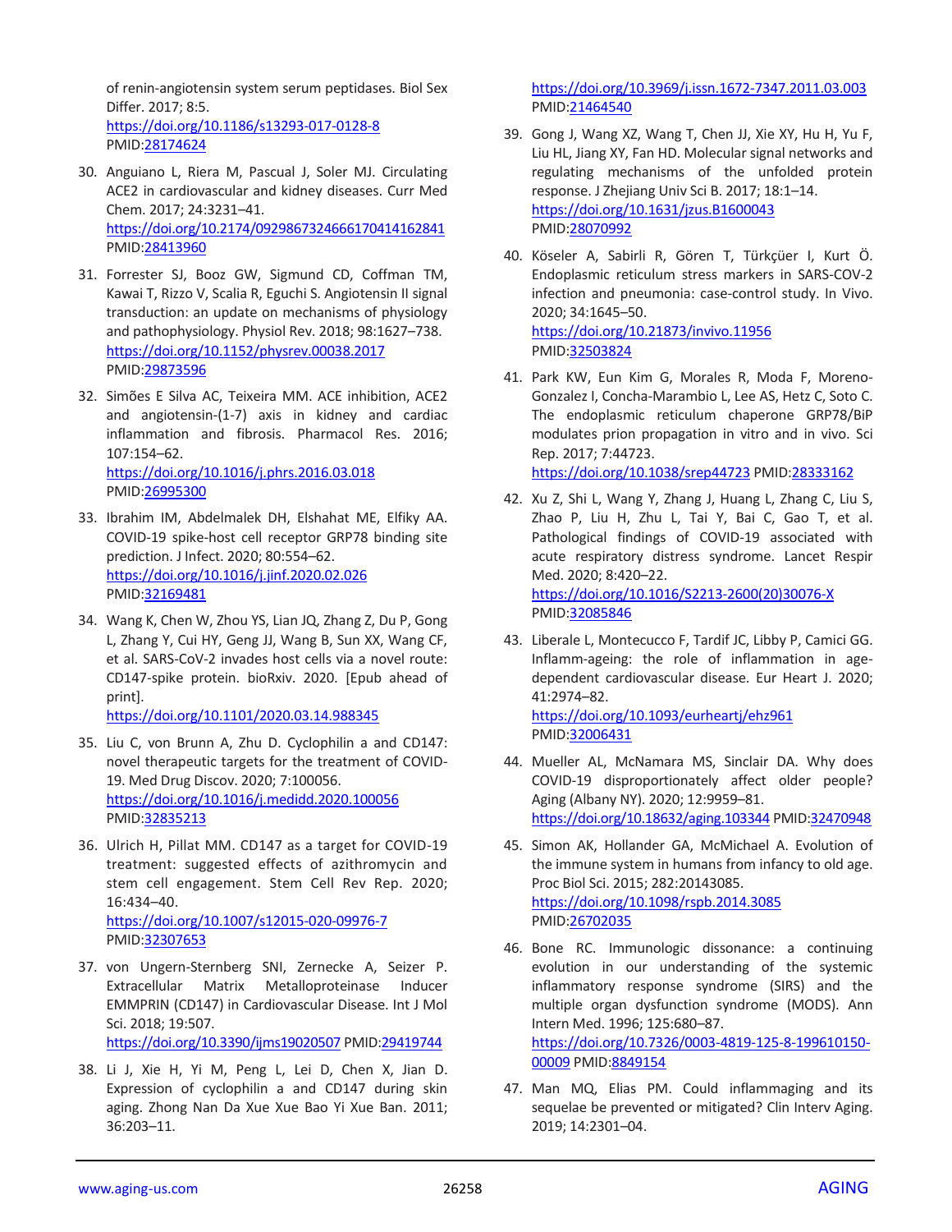of renin-angiotensin system serum peptidases. Biol Sex Differ. 2017; 8:5.
https://doi.org/10.1186/s13293-017-0128-8
PMID:28174624

30. Anguiano L, Riera M, Pascual J, Soler MJ. Circulating ACE2 in cardiovascular and kidney diseases. Curr Med Chem. 2017; 24:3231–41.
https://doi.org/10.2174/0929867324666170414162841
PMID:28413960

31. Forrester SJ, Booz GW, Sigmund CD, Coffman TM, Kawai T, Rizzo V, Scalia R, Eguchi S. Angiotensin II signal transduction: an update on mechanisms of physiology and pathophysiology. Physiol Rev. 2018; 98:1627–738.
https://doi.org/10.1152/physrev.00038.2017
PMID:29873596

32. Simões E Silva AC, Teixeira MM. ACE inhibition, ACE2 and angiotensin-(1-7) axis in kidney and cardiac inflammation and fibrosis. Pharmacol Res. 2016; 107:154–62.
https://doi.org/10.1016/j.phrs.2016.03.018
PMID:26995300

33. Ibrahim IM, Abdelmalek DH, Elshahat ME, Elfiky AA. COVID-19 spike-host cell receptor GRP78 binding site prediction. J Infect. 2020; 80:554–62.
https://doi.org/10.1016/j.jinf.2020.02.026
PMID:32169481

34. Wang K, Chen W, Zhou YS, Lian JQ, Zhang Z, Du P, Gong L, Zhang Y, Cui HY, Geng JJ, Wang B, Sun XX, Wang CF, et al. SARS-CoV-2 invades host cells via a novel route: CD147-spike protein. bioRxiv. 2020. [Epub ahead of print].
https://doi.org/10.1101/2020.03.14.988345

35. Liu C, von Brunn A, Zhu D. Cyclophilin a and CD147: novel therapeutic targets for the treatment of COVID-19. Med Drug Discov. 2020; 7:100056.
https://doi.org/10.1016/j.medidd.2020.100056
PMID:32835213

36. Ulrich H, Pillat MM. CD147 as a target for COVID-19 treatment: suggested effects of azithromycin and stem cell engagement. Stem Cell Rev Rep. 2020; 16:434–40.
https://doi.org/10.1007/s12015-020-09976-7
PMID:32307653

37. von Ungern-Sternberg SNI, Zernecke A, Seizer P. Extracellular Matrix Metalloproteinase Inducer EMMPRIN (CD147) in Cardiovascular Disease. Int J Mol Sci. 2018; 19:507.
https://doi.org/10.3390/ijms19020507 PMID:29419744

38. Li J, Xie H, Yi M, Peng L, Lei D, Chen X, Jian D. Expression of cyclophilin a and CD147 during skin aging. Zhong Nan Da Xue Xue Bao Yi Xue Ban. 2011; 36:203–11.
https://doi.org/10.3969/j.issn.1672-7347.2011.03.003
PMID:21464540

39. Gong J, Wang XZ, Wang T, Chen JJ, Xie XY, Hu H, Yu F, Liu HL, Jiang XY, Fan HD. Molecular signal networks and regulating mechanisms of the unfolded protein response. J Zhejiang Univ Sci B. 2017; 18:1–14.
https://doi.org/10.1631/jzus.B1600043
PMID:28070992

40. Köseler A, Sabirli R, Gören T, Türkçüer I, Kurt Ö. Endoplasmic reticulum stress markers in SARS-COV-2 infection and pneumonia: case-control study. In Vivo. 2020; 34:1645–50.
https://doi.org/10.21873/invivo.11956
PMID:32503824

41. Park KW, Eun Kim G, Morales R, Moda F, Moreno-Gonzalez I, Concha-Marambio L, Lee AS, Hetz C, Soto C. The endoplasmic reticulum chaperone GRP78/BiP modulates prion propagation in vitro and in vivo. Sci Rep. 2017; 7:44723.
https://doi.org/10.1038/srep44723 PMID:28333162

42. Xu Z, Shi L, Wang Y, Zhang J, Huang L, Zhang C, Liu S, Zhao P, Liu H, Zhu L, Tai Y, Bai C, Gao T, et al. Pathological findings of COVID-19 associated with acute respiratory distress syndrome. Lancet Respir Med. 2020; 8:420–22.
https://doi.org/10.1016/S2213-2600(20)30076-X
PMID:32085846

43. Liberale L, Montecucco F, Tardif JC, Libby P, Camici GG. Inflamm-ageing: the role of inflammation in age-dependent cardiovascular disease. Eur Heart J. 2020; 41:2974–82.
https://doi.org/10.1093/eurheartj/ehz961
PMID:32006431

44. Mueller AL, McNamara MS, Sinclair DA. Why does COVID-19 disproportionately affect older people? Aging (Albany NY). 2020; 12:9959–81.
https://doi.org/10.18632/aging.103344 PMID:32470948

45. Simon AK, Hollander GA, McMichael A. Evolution of the immune system in humans from infancy to old age. Proc Biol Sci. 2015; 282:20143085.
https://doi.org/10.1098/rspb.2014.3085
PMID:26702035

46. Bone RC. Immunologic dissonance: a continuing evolution in our understanding of the systemic inflammatory response syndrome (SIRS) and the multiple organ dysfunction syndrome (MODS). Ann Intern Med. 1996; 125:680–87.
https://doi.org/10.7326/0003-4819-125-8-199610150-00009 PMID:8849154

47. Man MQ, Elias PM. Could inflammaging and its sequelae be prevented or mitigated? Clin Interv Aging. 2019; 14:2301–04.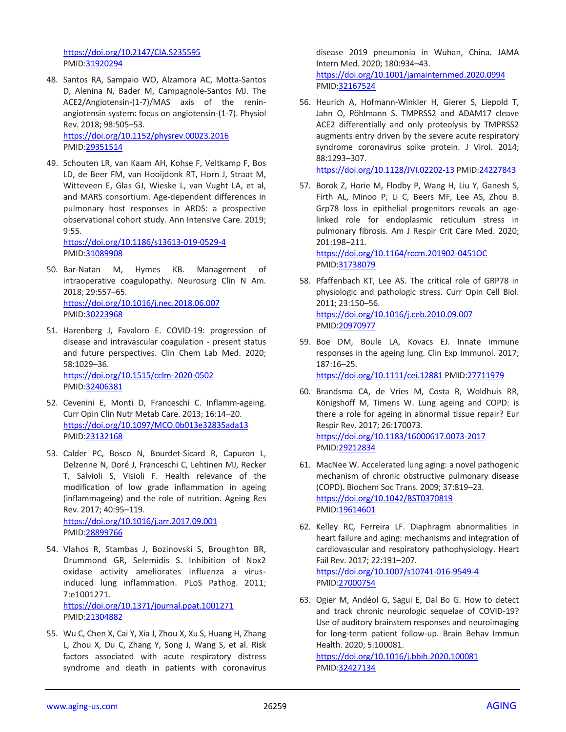https://doi.org/10.2147/CIA.S235595
PMID:31920294

48. Santos RA, Sampaio WO, Alzamora AC, Motta-Santos D, Alenina N, Bader M, Campagnole-Santos MJ. The ACE2/Angiotensin-(1-7)/MAS axis of the renin-angiotensin system: focus on angiotensin-(1-7). Physiol Rev. 2018; 98:505–53.
https://doi.org/10.1152/physrev.00023.2016
PMID:29351514

49. Schouten LR, van Kaam AH, Kohse F, Veltkamp F, Bos LD, de Beer FM, van Hooijdonk RT, Horn J, Straat M, Witteveen E, Glas GJ, Wieske L, van Vught LA, et al, and MARS consortium. Age-dependent differences in pulmonary host responses in ARDS: a prospective observational cohort study. Ann Intensive Care. 2019; 9:55.
https://doi.org/10.1186/s13613-019-0529-4
PMID:31089908

50. Bar-Natan M, Hymes KB. Management of intraoperative coagulopathy. Neurosurg Clin N Am. 2018; 29:557–65.
https://doi.org/10.1016/j.nec.2018.06.007
PMID:30223968

51. Harenberg J, Favaloro E. COVID-19: progression of disease and intravascular coagulation - present status and future perspectives. Clin Chem Lab Med. 2020; 58:1029–36.
https://doi.org/10.1515/cclm-2020-0502
PMID:32406381

52. Cevenini E, Monti D, Franceschi C. Inflamm-ageing. Curr Opin Clin Nutr Metab Care. 2013; 16:14–20.
https://doi.org/10.1097/MCO.0b013e32835ada13
PMID:23132168

53. Calder PC, Bosco N, Bourdet-Sicard R, Capuron L, Delzenne N, Doré J, Franceschi C, Lehtinen MJ, Recker T, Salvioli S, Visioli F. Health relevance of the modification of low grade inflammation in ageing (inflammageing) and the role of nutrition. Ageing Res Rev. 2017; 40:95–119.
https://doi.org/10.1016/j.arr.2017.09.001
PMID:28899766

54. Vlahos R, Stambas J, Bozinovski S, Broughton BR, Drummond GR, Selemidis S. Inhibition of Nox2 oxidase activity ameliorates influenza a virus-induced lung inflammation. PLoS Pathog. 2011; 7:e1001271.
https://doi.org/10.1371/journal.ppat.1001271
PMID:21304882

55. Wu C, Chen X, Cai Y, Xia J, Zhou X, Xu S, Huang H, Zhang L, Zhou X, Du C, Zhang Y, Song J, Wang S, et al. Risk factors associated with acute respiratory distress syndrome and death in patients with coronavirus disease 2019 pneumonia in Wuhan, China. JAMA Intern Med. 2020; 180:934–43.
https://doi.org/10.1001/jamainternmed.2020.0994
PMID:32167524

56. Heurich A, Hofmann-Winkler H, Gierer S, Liepold T, Jahn O, Pöhlmann S. TMPRSS2 and ADAM17 cleave ACE2 differentially and only proteolysis by TMPRSS2 augments entry driven by the severe acute respiratory syndrome coronavirus spike protein. J Virol. 2014; 88:1293–307.
https://doi.org/10.1128/JVI.02202-13 PMID:24227843

57. Borok Z, Horie M, Flodby P, Wang H, Liu Y, Ganesh S, Firth AL, Minoo P, Li C, Beers MF, Lee AS, Zhou B. Grp78 loss in epithelial progenitors reveals an age-linked role for endoplasmic reticulum stress in pulmonary fibrosis. Am J Respir Crit Care Med. 2020; 201:198–211.
https://doi.org/10.1164/rccm.201902-0451OC
PMID:31738079

58. Pfaffenbach KT, Lee AS. The critical role of GRP78 in physiologic and pathologic stress. Curr Opin Cell Biol. 2011; 23:150–56.
https://doi.org/10.1016/j.ceb.2010.09.007
PMID:20970977

59. Boe DM, Boule LA, Kovacs EJ. Innate immune responses in the ageing lung. Clin Exp Immunol. 2017; 187:16–25.
https://doi.org/10.1111/cei.12881 PMID:27711979

60. Brandsma CA, de Vries M, Costa R, Woldhuis RR, Königshoff M, Timens W. Lung ageing and COPD: is there a role for ageing in abnormal tissue repair? Eur Respir Rev. 2017; 26:170073.
https://doi.org/10.1183/16000617.0073-2017
PMID:29212834

61. MacNee W. Accelerated lung aging: a novel pathogenic mechanism of chronic obstructive pulmonary disease (COPD). Biochem Soc Trans. 2009; 37:819–23.
https://doi.org/10.1042/BST0370819
PMID:19614601

62. Kelley RC, Ferreira LF. Diaphragm abnormalities in heart failure and aging: mechanisms and integration of cardiovascular and respiratory pathophysiology. Heart Fail Rev. 2017; 22:191–207.
https://doi.org/10.1007/s10741-016-9549-4
PMID:27000754

63. Ogier M, Andéol G, Sagui E, Dal Bo G. How to detect and track chronic neurologic sequelae of COVID-19? Use of auditory brainstem responses and neuroimaging for long-term patient follow-up. Brain Behav Immun Health. 2020; 5:100081.
https://doi.org/10.1016/j.bbih.2020.100081
PMID:32427134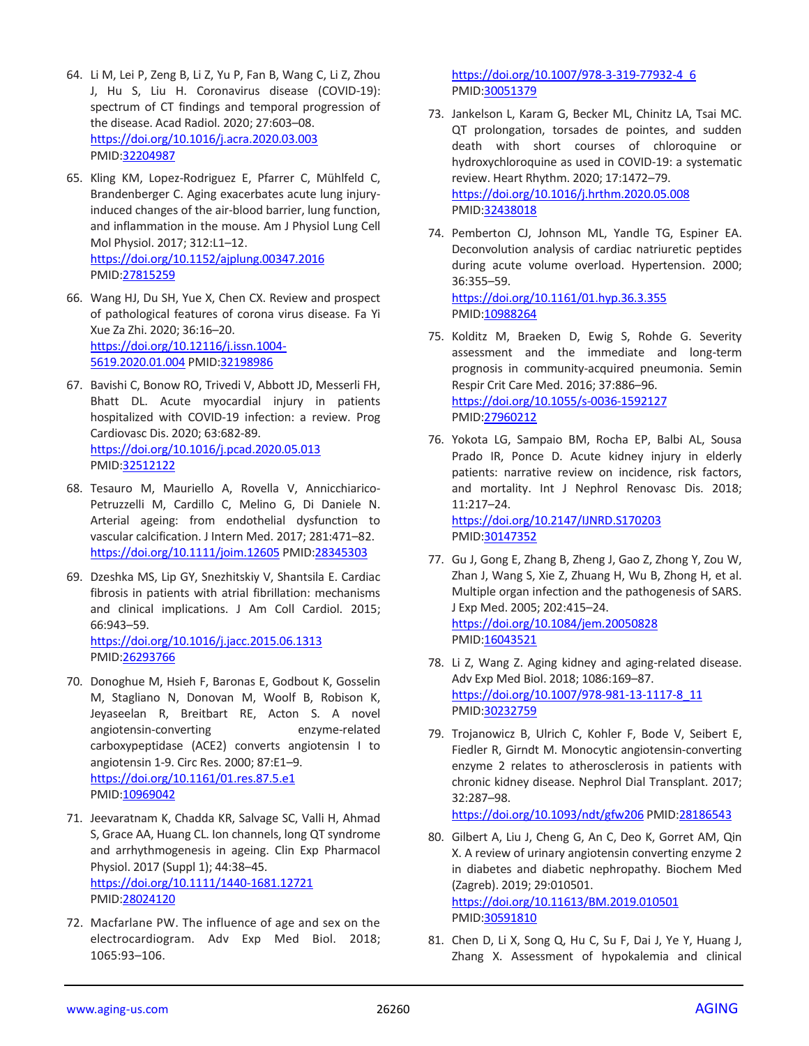64. Li M, Lei P, Zeng B, Li Z, Yu P, Fan B, Wang C, Li Z, Zhou J, Hu S, Liu H. Coronavirus disease (COVID-19): spectrum of CT findings and temporal progression of the disease. Acad Radiol. 2020; 27:603–08. https://doi.org/10.1016/j.acra.2020.03.003 PMID:32204987

65. Kling KM, Lopez-Rodriguez E, Pfarrer C, Mühlfeld C, Brandenberger C. Aging exacerbates acute lung injury-induced changes of the air-blood barrier, lung function, and inflammation in the mouse. Am J Physiol Lung Cell Mol Physiol. 2017; 312:L1–12. https://doi.org/10.1152/ajplung.00347.2016 PMID:27815259

66. Wang HJ, Du SH, Yue X, Chen CX. Review and prospect of pathological features of corona virus disease. Fa Yi Xue Za Zhi. 2020; 36:16–20. https://doi.org/10.12116/j.issn.1004-5619.2020.01.004 PMID:32198986

67. Bavishi C, Bonow RO, Trivedi V, Abbott JD, Messerli FH, Bhatt DL. Acute myocardial injury in patients hospitalized with COVID-19 infection: a review. Prog Cardiovasc Dis. 2020; 63:682-89. https://doi.org/10.1016/j.pcad.2020.05.013 PMID:32512122

68. Tesauro M, Mauriello A, Rovella V, Annicchiarico-Petruzzelli M, Cardillo C, Melino G, Di Daniele N. Arterial ageing: from endothelial dysfunction to vascular calcification. J Intern Med. 2017; 281:471–82. https://doi.org/10.1111/joim.12605 PMID:28345303

69. Dzeshka MS, Lip GY, Snezhitskiy V, Shantsila E. Cardiac fibrosis in patients with atrial fibrillation: mechanisms and clinical implications. J Am Coll Cardiol. 2015; 66:943–59. https://doi.org/10.1016/j.jacc.2015.06.1313 PMID:26293766

70. Donoghue M, Hsieh F, Baronas E, Godbout K, Gosselin M, Stagliano N, Donovan M, Woolf B, Robison K, Jeyaseelan R, Breitbart RE, Acton S. A novel angiotensin-converting enzyme-related carboxypeptidase (ACE2) converts angiotensin I to angiotensin 1-9. Circ Res. 2000; 87:E1–9. https://doi.org/10.1161/01.res.87.5.e1 PMID:10969042

71. Jeevaratnam K, Chadda KR, Salvage SC, Valli H, Ahmad S, Grace AA, Huang CL. Ion channels, long QT syndrome and arrhythmogenesis in ageing. Clin Exp Pharmacol Physiol. 2017 (Suppl 1); 44:38–45. https://doi.org/10.1111/1440-1681.12721 PMID:28024120

72. Macfarlane PW. The influence of age and sex on the electrocardiogram. Adv Exp Med Biol. 2018; 1065:93–106. https://doi.org/10.1007/978-3-319-77932-4_6 PMID:30051379

73. Jankelson L, Karam G, Becker ML, Chinitz LA, Tsai MC. QT prolongation, torsades de pointes, and sudden death with short courses of chloroquine or hydroxychloroquine as used in COVID-19: a systematic review. Heart Rhythm. 2020; 17:1472–79. https://doi.org/10.1016/j.hrthm.2020.05.008 PMID:32438018

74. Pemberton CJ, Johnson ML, Yandle TG, Espiner EA. Deconvolution analysis of cardiac natriuretic peptides during acute volume overload. Hypertension. 2000; 36:355–59. https://doi.org/10.1161/01.hyp.36.3.355 PMID:10988264

75. Kolditz M, Braeken D, Ewig S, Rohde G. Severity assessment and the immediate and long-term prognosis in community-acquired pneumonia. Semin Respir Crit Care Med. 2016; 37:886–96. https://doi.org/10.1055/s-0036-1592127 PMID:27960212

76. Yokota LG, Sampaio BM, Rocha EP, Balbi AL, Sousa Prado IR, Ponce D. Acute kidney injury in elderly patients: narrative review on incidence, risk factors, and mortality. Int J Nephrol Renovasc Dis. 2018; 11:217–24. https://doi.org/10.2147/IJNRD.S170203 PMID:30147352

77. Gu J, Gong E, Zhang B, Zheng J, Gao Z, Zhong Y, Zou W, Zhan J, Wang S, Xie Z, Zhuang H, Wu B, Zhong H, et al. Multiple organ infection and the pathogenesis of SARS. J Exp Med. 2005; 202:415–24. https://doi.org/10.1084/jem.20050828 PMID:16043521

78. Li Z, Wang Z. Aging kidney and aging-related disease. Adv Exp Med Biol. 2018; 1086:169–87. https://doi.org/10.1007/978-981-13-1117-8_11 PMID:30232759

79. Trojanowicz B, Ulrich C, Kohler F, Bode V, Seibert E, Fiedler R, Girndt M. Monocytic angiotensin-converting enzyme 2 relates to atherosclerosis in patients with chronic kidney disease. Nephrol Dial Transplant. 2017; 32:287–98. https://doi.org/10.1093/ndt/gfw206 PMID:28186543

80. Gilbert A, Liu J, Cheng G, An C, Deo K, Gorret AM, Qin X. A review of urinary angiotensin converting enzyme 2 in diabetes and diabetic nephropathy. Biochem Med (Zagreb). 2019; 29:010501. https://doi.org/10.11613/BM.2019.010501 PMID:30591810

81. Chen D, Li X, Song Q, Hu C, Su F, Dai J, Ye Y, Huang J, Zhang X. Assessment of hypokalemia and clinical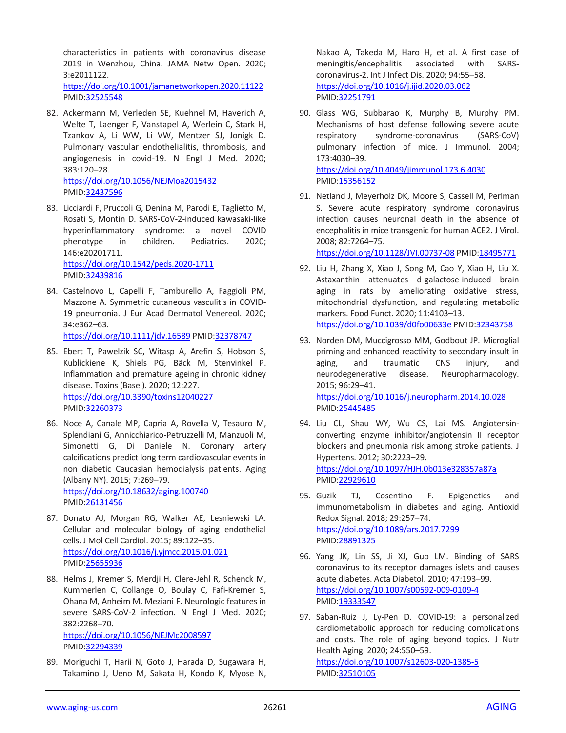characteristics in patients with coronavirus disease 2019 in Wenzhou, China. JAMA Netw Open. 2020; 3:e2011122.
https://doi.org/10.1001/jamanetworkopen.2020.11122
PMID:32525548

82. Ackermann M, Verleden SE, Kuehnel M, Haverich A, Welte T, Laenger F, Vanstapel A, Werlein C, Stark H, Tzankov A, Li WW, Li VW, Mentzer SJ, Jonigk D. Pulmonary vascular endothelialitis, thrombosis, and angiogenesis in covid-19. N Engl J Med. 2020; 383:120–28.
https://doi.org/10.1056/NEJMoa2015432
PMID:32437596

83. Licciardi F, Pruccoli G, Denina M, Parodi E, Taglietto M, Rosati S, Montin D. SARS-CoV-2-induced kawasaki-like hyperinflammatory syndrome: a novel COVID phenotype in children. Pediatrics. 2020; 146:e20201711.
https://doi.org/10.1542/peds.2020-1711
PMID:32439816

84. Castelnovo L, Capelli F, Tamburello A, Faggioli PM, Mazzone A. Symmetric cutaneous vasculitis in COVID-19 pneumonia. J Eur Acad Dermatol Venereol. 2020; 34:e362–63.
https://doi.org/10.1111/jdv.16589 PMID:32378747

85. Ebert T, Pawelzik SC, Witasp A, Arefin S, Hobson S, Kublickiene K, Shiels PG, Bäck M, Stenvinkel P. Inflammation and premature ageing in chronic kidney disease. Toxins (Basel). 2020; 12:227.
https://doi.org/10.3390/toxins12040227
PMID:32260373

86. Noce A, Canale MP, Capria A, Rovella V, Tesauro M, Splendiani G, Annicchiarico-Petruzzelli M, Manzuoli M, Simonetti G, Di Daniele N. Coronary artery calcifications predict long term cardiovascular events in non diabetic Caucasian hemodialysis patients. Aging (Albany NY). 2015; 7:269–79.
https://doi.org/10.18632/aging.100740
PMID:26131456

87. Donato AJ, Morgan RG, Walker AE, Lesniewski LA. Cellular and molecular biology of aging endothelial cells. J Mol Cell Cardiol. 2015; 89:122–35.
https://doi.org/10.1016/j.yjmcc.2015.01.021
PMID:25655936

88. Helms J, Kremer S, Merdji H, Clere-Jehl R, Schenck M, Kummerlen C, Collange O, Boulay C, Fafi-Kremer S, Ohana M, Anheim M, Meziani F. Neurologic features in severe SARS-CoV-2 infection. N Engl J Med. 2020; 382:2268–70.
https://doi.org/10.1056/NEJMc2008597
PMID:32294339

89. Moriguchi T, Harii N, Goto J, Harada D, Sugawara H, Takamino J, Ueno M, Sakata H, Kondo K, Myose N, Nakao A, Takeda M, Haro H, et al. A first case of meningitis/encephalitis associated with SARS-coronavirus-2. Int J Infect Dis. 2020; 94:55–58.
https://doi.org/10.1016/j.ijid.2020.03.062
PMID:32251791

90. Glass WG, Subbarao K, Murphy B, Murphy PM. Mechanisms of host defense following severe acute respiratory syndrome-coronavirus (SARS-CoV) pulmonary infection of mice. J Immunol. 2004; 173:4030–39.
https://doi.org/10.4049/jimmunol.173.6.4030
PMID:15356152

91. Netland J, Meyerholz DK, Moore S, Cassell M, Perlman S. Severe acute respiratory syndrome coronavirus infection causes neuronal death in the absence of encephalitis in mice transgenic for human ACE2. J Virol. 2008; 82:7264–75.
https://doi.org/10.1128/JVI.00737-08 PMID:18495771

92. Liu H, Zhang X, Xiao J, Song M, Cao Y, Xiao H, Liu X. Astaxanthin attenuates d-galactose-induced brain aging in rats by ameliorating oxidative stress, mitochondrial dysfunction, and regulating metabolic markers. Food Funct. 2020; 11:4103–13.
https://doi.org/10.1039/d0fo00633e PMID:32343758

93. Norden DM, Muccigrosso MM, Godbout JP. Microglial priming and enhanced reactivity to secondary insult in aging, and traumatic CNS injury, and neurodegenerative disease. Neuropharmacology. 2015; 96:29–41.
https://doi.org/10.1016/j.neuropharm.2014.10.028
PMID:25445485

94. Liu CL, Shau WY, Wu CS, Lai MS. Angiotensin-converting enzyme inhibitor/angiotensin II receptor blockers and pneumonia risk among stroke patients. J Hypertens. 2012; 30:2223–29.
https://doi.org/10.1097/HJH.0b013e328357a87a
PMID:22929610

95. Guzik TJ, Cosentino F. Epigenetics and immunometabolism in diabetes and aging. Antioxid Redox Signal. 2018; 29:257–74.
https://doi.org/10.1089/ars.2017.7299
PMID:28891325

96. Yang JK, Lin SS, Ji XJ, Guo LM. Binding of SARS coronavirus to its receptor damages islets and causes acute diabetes. Acta Diabetol. 2010; 47:193–99.
https://doi.org/10.1007/s00592-009-0109-4
PMID:19333547

97. Saban-Ruiz J, Ly-Pen D. COVID-19: a personalized cardiometabolic approach for reducing complications and costs. The role of aging beyond topics. J Nutr Health Aging. 2020; 24:550–59.
https://doi.org/10.1007/s12603-020-1385-5
PMID:32510105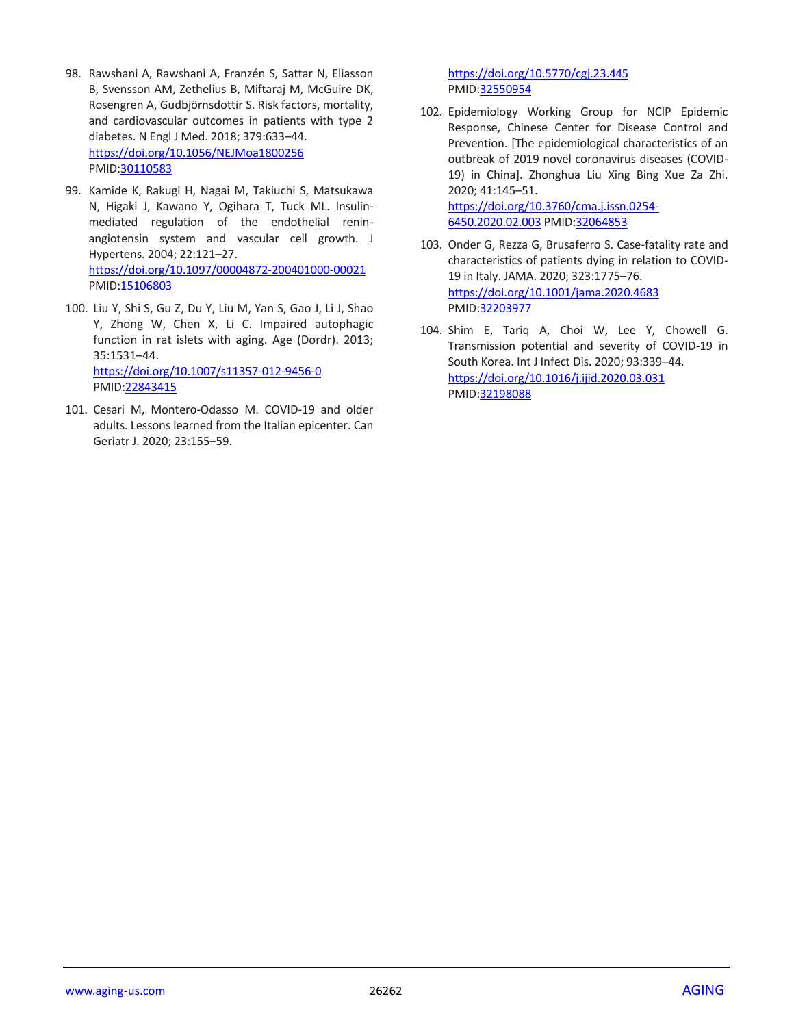98. Rawshani A, Rawshani A, Franzén S, Sattar N, Eliasson B, Svensson AM, Zethelius B, Miftaraj M, McGuire DK, Rosengren A, Gudbjörnsdottir S. Risk factors, mortality, and cardiovascular outcomes in patients with type 2 diabetes. N Engl J Med. 2018; 379:633–44. https://doi.org/10.1056/NEJMoa1800256 PMID:30110583

99. Kamide K, Rakugi H, Nagai M, Takiuchi S, Matsukawa N, Higaki J, Kawano Y, Ogihara T, Tuck ML. Insulin-mediated regulation of the endothelial renin-angiotensin system and vascular cell growth. J Hypertens. 2004; 22:121–27. https://doi.org/10.1097/00004872-200401000-00021 PMID:15106803

100. Liu Y, Shi S, Gu Z, Du Y, Liu M, Yan S, Gao J, Li J, Shao Y, Zhong W, Chen X, Li C. Impaired autophagic function in rat islets with aging. Age (Dordr). 2013; 35:1531–44. https://doi.org/10.1007/s11357-012-9456-0 PMID:22843415

101. Cesari M, Montero-Odasso M. COVID-19 and older adults. Lessons learned from the Italian epicenter. Can Geriatr J. 2020; 23:155–59. https://doi.org/10.5770/cgj.23.445 PMID:32550954

102. Epidemiology Working Group for NCIP Epidemic Response, Chinese Center for Disease Control and Prevention. [The epidemiological characteristics of an outbreak of 2019 novel coronavirus diseases (COVID-19) in China]. Zhonghua Liu Xing Bing Xue Za Zhi. 2020; 41:145–51. https://doi.org/10.3760/cma.j.issn.0254-6450.2020.02.003 PMID:32064853

103. Onder G, Rezza G, Brusaferro S. Case-fatality rate and characteristics of patients dying in relation to COVID-19 in Italy. JAMA. 2020; 323:1775–76. https://doi.org/10.1001/jama.2020.4683 PMID:32203977

104. Shim E, Tariq A, Choi W, Lee Y, Chowell G. Transmission potential and severity of COVID-19 in South Korea. Int J Infect Dis. 2020; 93:339–44. https://doi.org/10.1016/j.ijid.2020.03.031 PMID:32198088